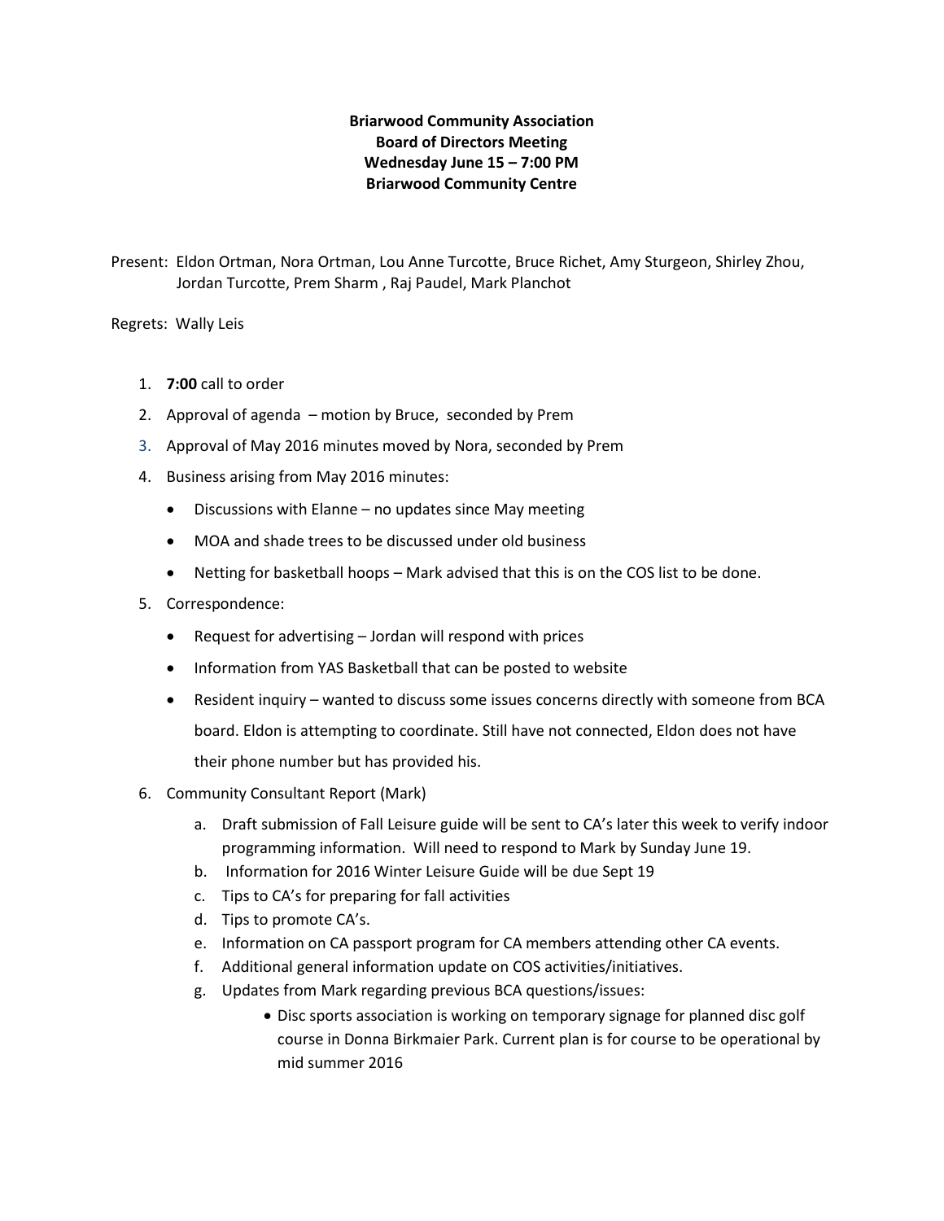**Briarwood Community Association**
**Board of Directors Meeting**
**Wednesday June 15 – 7:00 PM**
**Briarwood Community Centre**

Present: Eldon Ortman, Nora Ortman, Lou Anne Turcotte, Bruce Richet, Amy Sturgeon, Shirley Zhou, Jordan Turcotte, Prem Sharm , Raj Paudel, Mark Planchot

Regrets: Wally Leis

1. **7:00** call to order
2. Approval of agenda – motion by Bruce, seconded by Prem
3. Approval of May 2016 minutes moved by Nora, seconded by Prem
4. Business arising from May 2016 minutes:
   - Discussions with Elanne – no updates since May meeting
   - MOA and shade trees to be discussed under old business
   - Netting for basketball hoops – Mark advised that this is on the COS list to be done.
5. Correspondence:
   - Request for advertising – Jordan will respond with prices
   - Information from YAS Basketball that can be posted to website
   - Resident inquiry – wanted to discuss some issues concerns directly with someone from BCA board. Eldon is attempting to coordinate. Still have not connected, Eldon does not have their phone number but has provided his.
6. Community Consultant Report (Mark)
   a. Draft submission of Fall Leisure guide will be sent to CA's later this week to verify indoor programming information. Will need to respond to Mark by Sunday June 19.
   b. Information for 2016 Winter Leisure Guide will be due Sept 19
   c. Tips to CA's for preparing for fall activities
   d. Tips to promote CA's.
   e. Information on CA passport program for CA members attending other CA events.
   f. Additional general information update on COS activities/initiatives.
   g. Updates from Mark regarding previous BCA questions/issues:
      - Disc sports association is working on temporary signage for planned disc golf course in Donna Birkmaier Park. Current plan is for course to be operational by mid summer 2016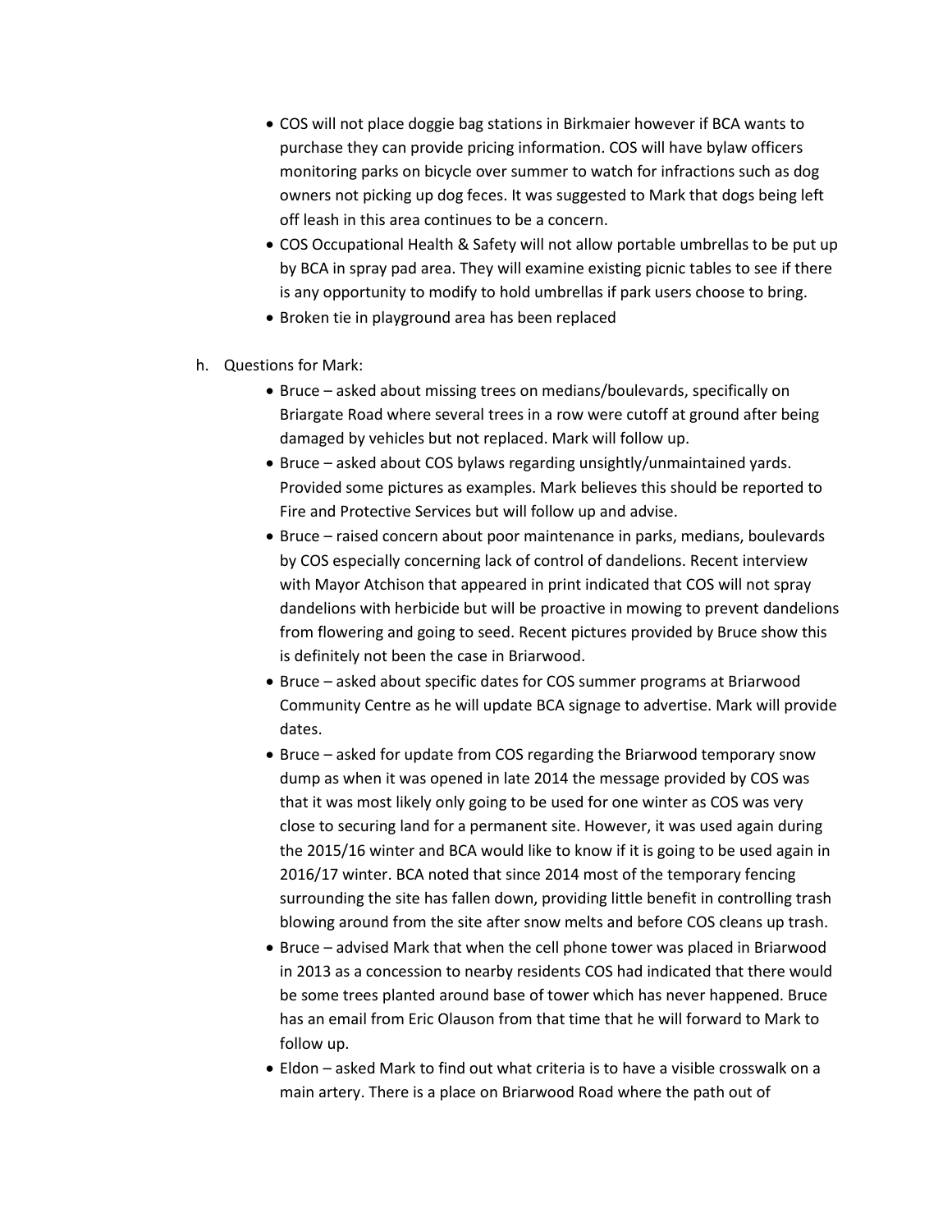- COS will not place doggie bag stations in Birkmaier however if BCA wants to purchase they can provide pricing information. COS will have bylaw officers monitoring parks on bicycle over summer to watch for infractions such as dog owners not picking up dog feces. It was suggested to Mark that dogs being left off leash in this area continues to be a concern.
- COS Occupational Health & Safety will not allow portable umbrellas to be put up by BCA in spray pad area. They will examine existing picnic tables to see if there is any opportunity to modify to hold umbrellas if park users choose to bring.
- Broken tie in playground area has been replaced

h. Questions for Mark:

- Bruce – asked about missing trees on medians/boulevards, specifically on Briargate Road where several trees in a row were cutoff at ground after being damaged by vehicles but not replaced. Mark will follow up.
- Bruce – asked about COS bylaws regarding unsightly/unmaintained yards. Provided some pictures as examples. Mark believes this should be reported to Fire and Protective Services but will follow up and advise.
- Bruce – raised concern about poor maintenance in parks, medians, boulevards by COS especially concerning lack of control of dandelions. Recent interview with Mayor Atchison that appeared in print indicated that COS will not spray dandelions with herbicide but will be proactive in mowing to prevent dandelions from flowering and going to seed. Recent pictures provided by Bruce show this is definitely not been the case in Briarwood.
- Bruce – asked about specific dates for COS summer programs at Briarwood Community Centre as he will update BCA signage to advertise. Mark will provide dates.
- Bruce – asked for update from COS regarding the Briarwood temporary snow dump as when it was opened in late 2014 the message provided by COS was that it was most likely only going to be used for one winter as COS was very close to securing land for a permanent site. However, it was used again during the 2015/16 winter and BCA would like to know if it is going to be used again in 2016/17 winter. BCA noted that since 2014 most of the temporary fencing surrounding the site has fallen down, providing little benefit in controlling trash blowing around from the site after snow melts and before COS cleans up trash.
- Bruce – advised Mark that when the cell phone tower was placed in Briarwood in 2013 as a concession to nearby residents COS had indicated that there would be some trees planted around base of tower which has never happened. Bruce has an email from Eric Olauson from that time that he will forward to Mark to follow up.
- Eldon – asked Mark to find out what criteria is to have a visible crosswalk on a main artery. There is a place on Briarwood Road where the path out of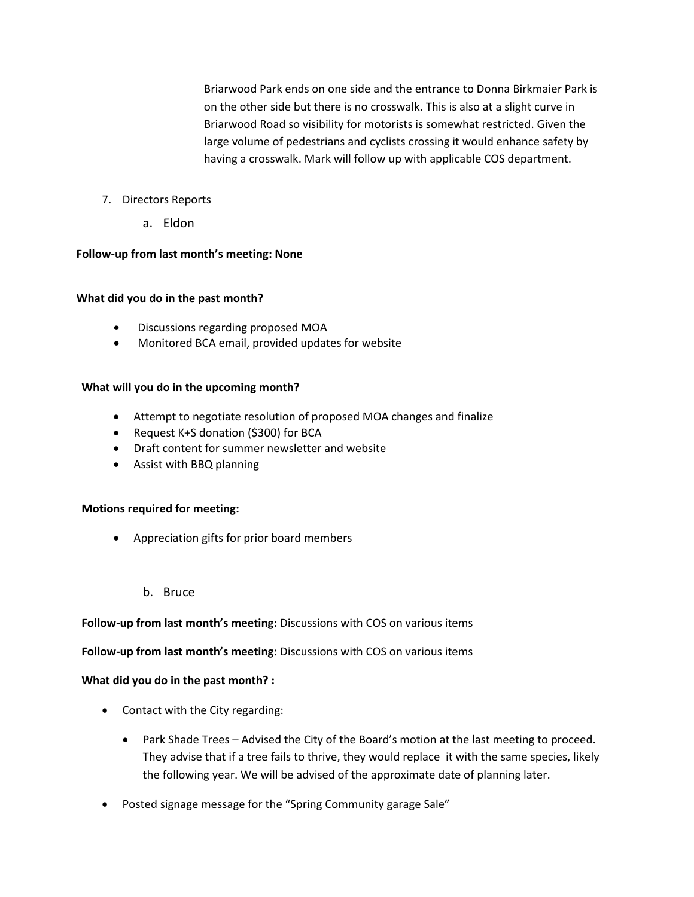Briarwood Park ends on one side and the entrance to Donna Birkmaier Park is on the other side but there is no crosswalk. This is also at a slight curve in Briarwood Road so visibility for motorists is somewhat restricted. Given the large volume of pedestrians and cyclists crossing it would enhance safety by having a crosswalk. Mark will follow up with applicable COS department.

7. Directors Reports
    a. Eldon

**Follow-up from last month's meeting: None**

**What did you do in the past month?**

- Discussions regarding proposed MOA
- Monitored BCA email, provided updates for website

**What will you do in the upcoming month?**

- Attempt to negotiate resolution of proposed MOA changes and finalize
- Request K+S donation ($300) for BCA
- Draft content for summer newsletter and website
- Assist with BBQ planning

**Motions required for meeting:**

- Appreciation gifts for prior board members

    b. Bruce

**Follow-up from last month's meeting:** Discussions with COS on various items

**Follow-up from last month's meeting:** Discussions with COS on various items

**What did you do in the past month? :**

- Contact with the City regarding:
    - Park Shade Trees – Advised the City of the Board's motion at the last meeting to proceed. They advise that if a tree fails to thrive, they would replace it with the same species, likely the following year. We will be advised of the approximate date of planning later.
- Posted signage message for the "Spring Community garage Sale"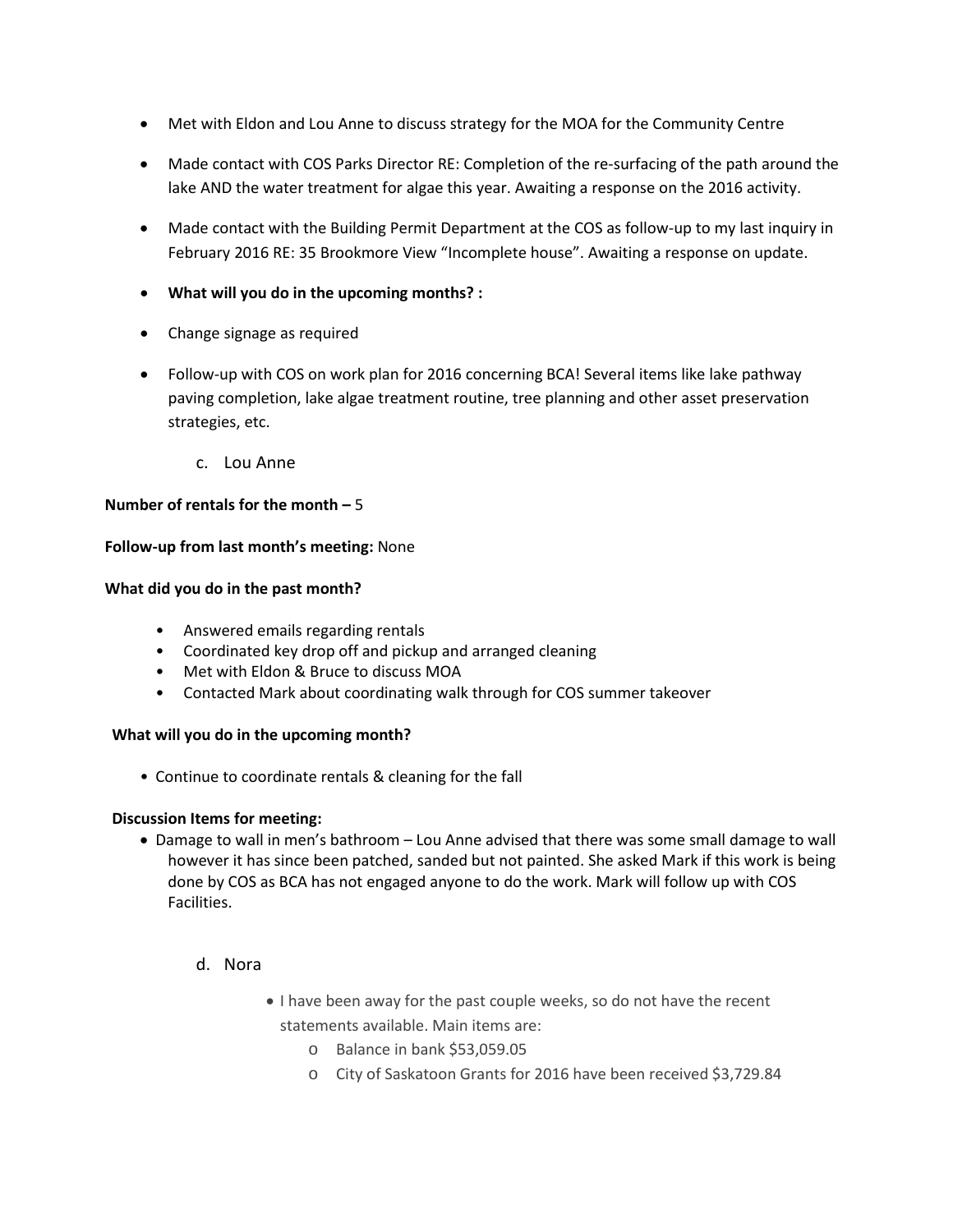- Met with Eldon and Lou Anne to discuss strategy for the MOA for the Community Centre
- Made contact with COS Parks Director RE: Completion of the re-surfacing of the path around the lake AND the water treatment for algae this year. Awaiting a response on the 2016 activity.
- Made contact with the Building Permit Department at the COS as follow-up to my last inquiry in February 2016 RE: 35 Brookmore View "Incomplete house". Awaiting a response on update.
- **What will you do in the upcoming months? :**
- Change signage as required
- Follow-up with COS on work plan for 2016 concerning BCA! Several items like lake pathway paving completion, lake algae treatment routine, tree planning and other asset preservation strategies, etc.

c. Lou Anne

**Number of rentals for the month –** 5

**Follow-up from last month's meeting:** None

**What did you do in the past month?**

- Answered emails regarding rentals
- Coordinated key drop off and pickup and arranged cleaning
- Met with Eldon & Bruce to discuss MOA
- Contacted Mark about coordinating walk through for COS summer takeover

**What will you do in the upcoming month?**

- Continue to coordinate rentals & cleaning for the fall

**Discussion Items for meeting:**

- Damage to wall in men's bathroom – Lou Anne advised that there was some small damage to wall however it has since been patched, sanded but not painted. She asked Mark if this work is being done by COS as BCA has not engaged anyone to do the work. Mark will follow up with COS Facilities.

d. Nora

- I have been away for the past couple weeks, so do not have the recent statements available. Main items are:
  - Balance in bank $53,059.05
  - City of Saskatoon Grants for 2016 have been received $3,729.84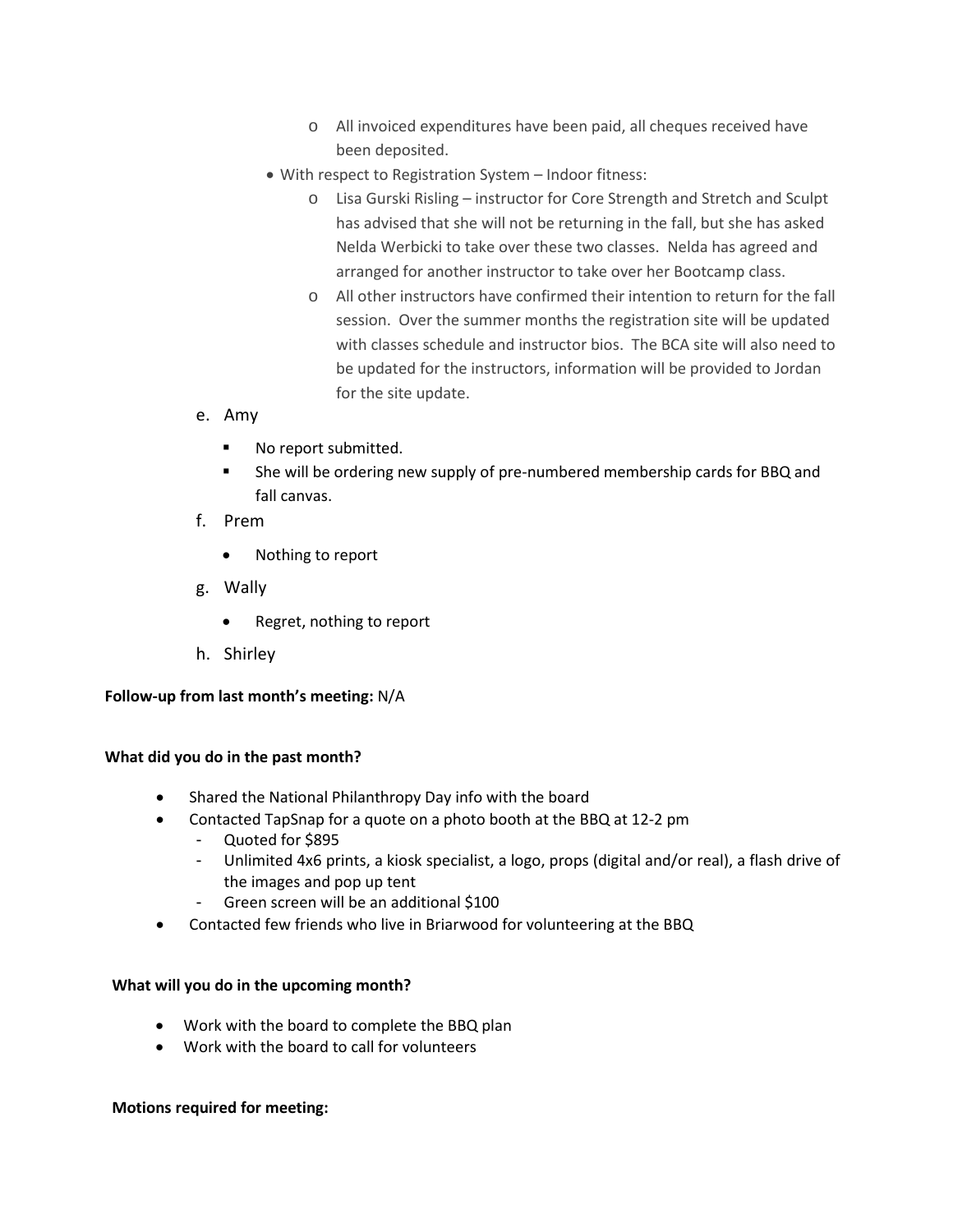- All invoiced expenditures have been paid, all cheques received have been deposited.
- With respect to Registration System – Indoor fitness:
   - Lisa Gurski Risling – instructor for Core Strength and Stretch and Sculpt has advised that she will not be returning in the fall, but she has asked Nelda Werbicki to take over these two classes. Nelda has agreed and arranged for another instructor to take over her Bootcamp class.
   - All other instructors have confirmed their intention to return for the fall session. Over the summer months the registration site will be updated with classes schedule and instructor bios. The BCA site will also need to be updated for the instructors, information will be provided to Jordan for the site update.

e. Amy

- No report submitted.
- She will be ordering new supply of pre-numbered membership cards for BBQ and fall canvas.

f. Prem

- Nothing to report

g. Wally

- Regret, nothing to report

h. Shirley

**Follow-up from last month's meeting:** N/A

**What did you do in the past month?**

- Shared the National Philanthropy Day info with the board
- Contacted TapSnap for a quote on a photo booth at the BBQ at 12-2 pm
   - Quoted for $895
   - Unlimited 4x6 prints, a kiosk specialist, a logo, props (digital and/or real), a flash drive of the images and pop up tent
   - Green screen will be an additional $100
- Contacted few friends who live in Briarwood for volunteering at the BBQ

**What will you do in the upcoming month?**

- Work with the board to complete the BBQ plan
- Work with the board to call for volunteers

**Motions required for meeting:**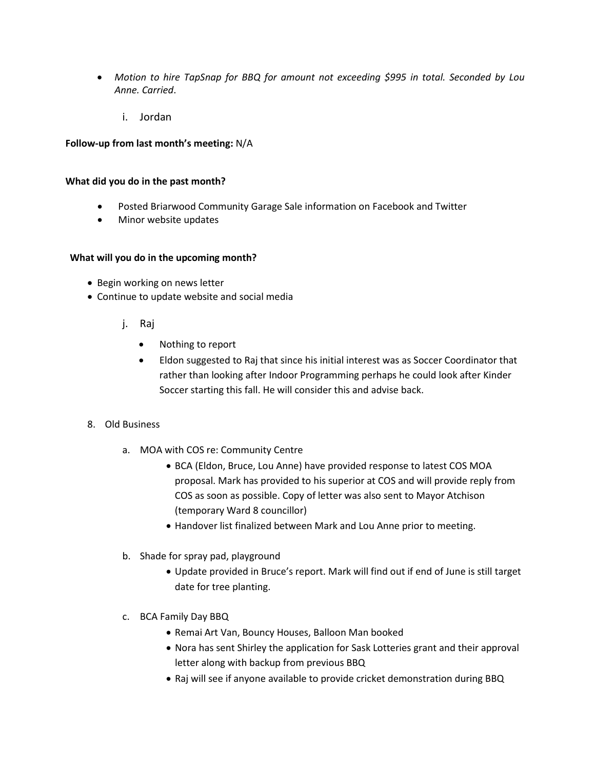- *Motion to hire TapSnap for BBQ for amount not exceeding $995 in total. Seconded by Lou Anne. Carried*.

  i. Jordan

**Follow-up from last month's meeting:** N/A

**What did you do in the past month?**

- Posted Briarwood Community Garage Sale information on Facebook and Twitter
- Minor website updates

**What will you do in the upcoming month?**

- Begin working on news letter
- Continue to update website and social media

  j. Raj

    - Nothing to report
    - Eldon suggested to Raj that since his initial interest was as Soccer Coordinator that rather than looking after Indoor Programming perhaps he could look after Kinder Soccer starting this fall. He will consider this and advise back.

8. Old Business

   a. MOA with COS re: Community Centre
      - BCA (Eldon, Bruce, Lou Anne) have provided response to latest COS MOA proposal. Mark has provided to his superior at COS and will provide reply from COS as soon as possible. Copy of letter was also sent to Mayor Atchison (temporary Ward 8 councillor)
      - Handover list finalized between Mark and Lou Anne prior to meeting.

   b. Shade for spray pad, playground
      - Update provided in Bruce's report. Mark will find out if end of June is still target date for tree planting.

   c. BCA Family Day BBQ
      - Remai Art Van, Bouncy Houses, Balloon Man booked
      - Nora has sent Shirley the application for Sask Lotteries grant and their approval letter along with backup from previous BBQ
      - Raj will see if anyone available to provide cricket demonstration during BBQ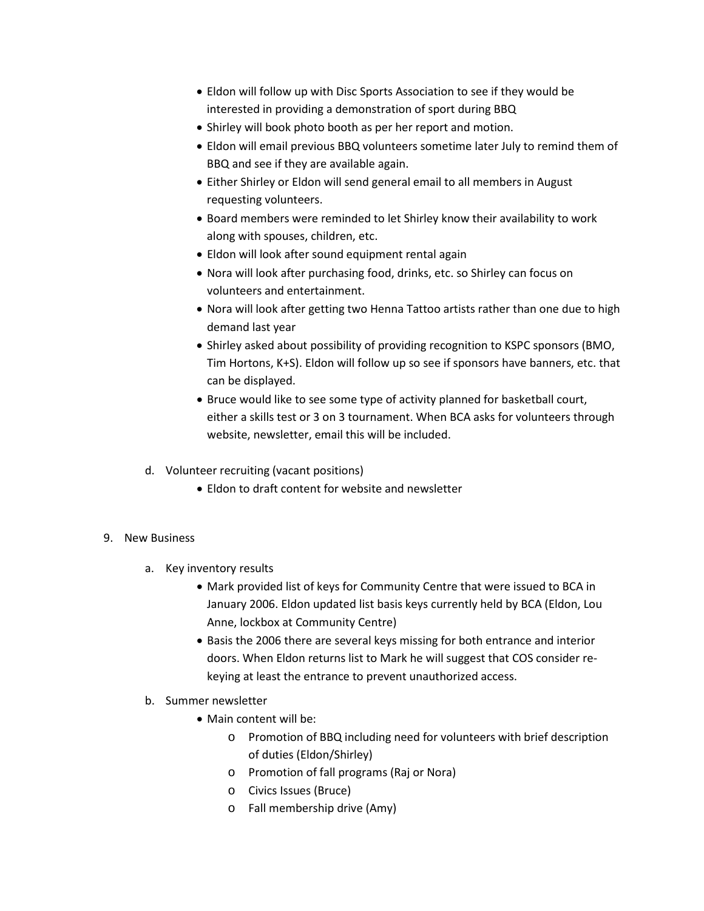- Eldon will follow up with Disc Sports Association to see if they would be interested in providing a demonstration of sport during BBQ
- Shirley will book photo booth as per her report and motion.
- Eldon will email previous BBQ volunteers sometime later July to remind them of BBQ and see if they are available again.
- Either Shirley or Eldon will send general email to all members in August requesting volunteers.
- Board members were reminded to let Shirley know their availability to work along with spouses, children, etc.
- Eldon will look after sound equipment rental again
- Nora will look after purchasing food, drinks, etc. so Shirley can focus on volunteers and entertainment.
- Nora will look after getting two Henna Tattoo artists rather than one due to high demand last year
- Shirley asked about possibility of providing recognition to KSPC sponsors (BMO, Tim Hortons, K+S). Eldon will follow up so see if sponsors have banners, etc. that can be displayed.
- Bruce would like to see some type of activity planned for basketball court, either a skills test or 3 on 3 tournament. When BCA asks for volunteers through website, newsletter, email this will be included.

d. Volunteer recruiting (vacant positions)

- Eldon to draft content for website and newsletter

9. New Business

a. Key inventory results

- Mark provided list of keys for Community Centre that were issued to BCA in January 2006. Eldon updated list basis keys currently held by BCA (Eldon, Lou Anne, lockbox at Community Centre)
- Basis the 2006 there are several keys missing for both entrance and interior doors. When Eldon returns list to Mark he will suggest that COS consider re-keying at least the entrance to prevent unauthorized access.

b. Summer newsletter

- Main content will be:
  - Promotion of BBQ including need for volunteers with brief description of duties (Eldon/Shirley)
  - Promotion of fall programs (Raj or Nora)
  - Civics Issues (Bruce)
  - Fall membership drive (Amy)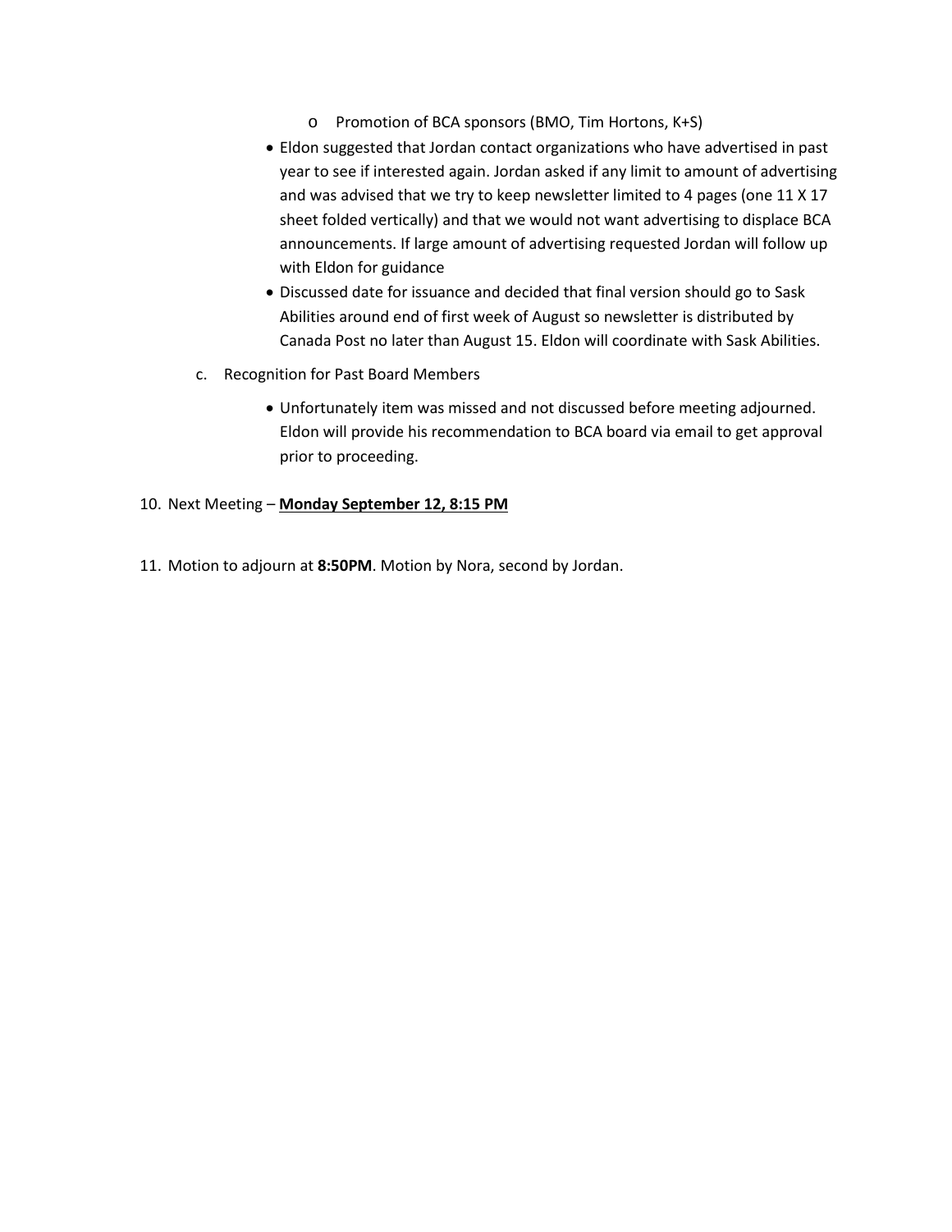- Promotion of BCA sponsors (BMO, Tim Hortons, K+S)
  - Eldon suggested that Jordan contact organizations who have advertised in past year to see if interested again. Jordan asked if any limit to amount of advertising and was advised that we try to keep newsletter limited to 4 pages (one 11 X 17 sheet folded vertically) and that we would not want advertising to displace BCA announcements. If large amount of advertising requested Jordan will follow up with Eldon for guidance
  - Discussed date for issuance and decided that final version should go to Sask Abilities around end of first week of August so newsletter is distributed by Canada Post no later than August 15. Eldon will coordinate with Sask Abilities.

c. Recognition for Past Board Members

  - Unfortunately item was missed and not discussed before meeting adjourned. Eldon will provide his recommendation to BCA board via email to get approval prior to proceeding.

10. Next Meeting – **Monday September 12, 8:15 PM**

11. Motion to adjourn at **8:50PM**. Motion by Nora, second by Jordan.